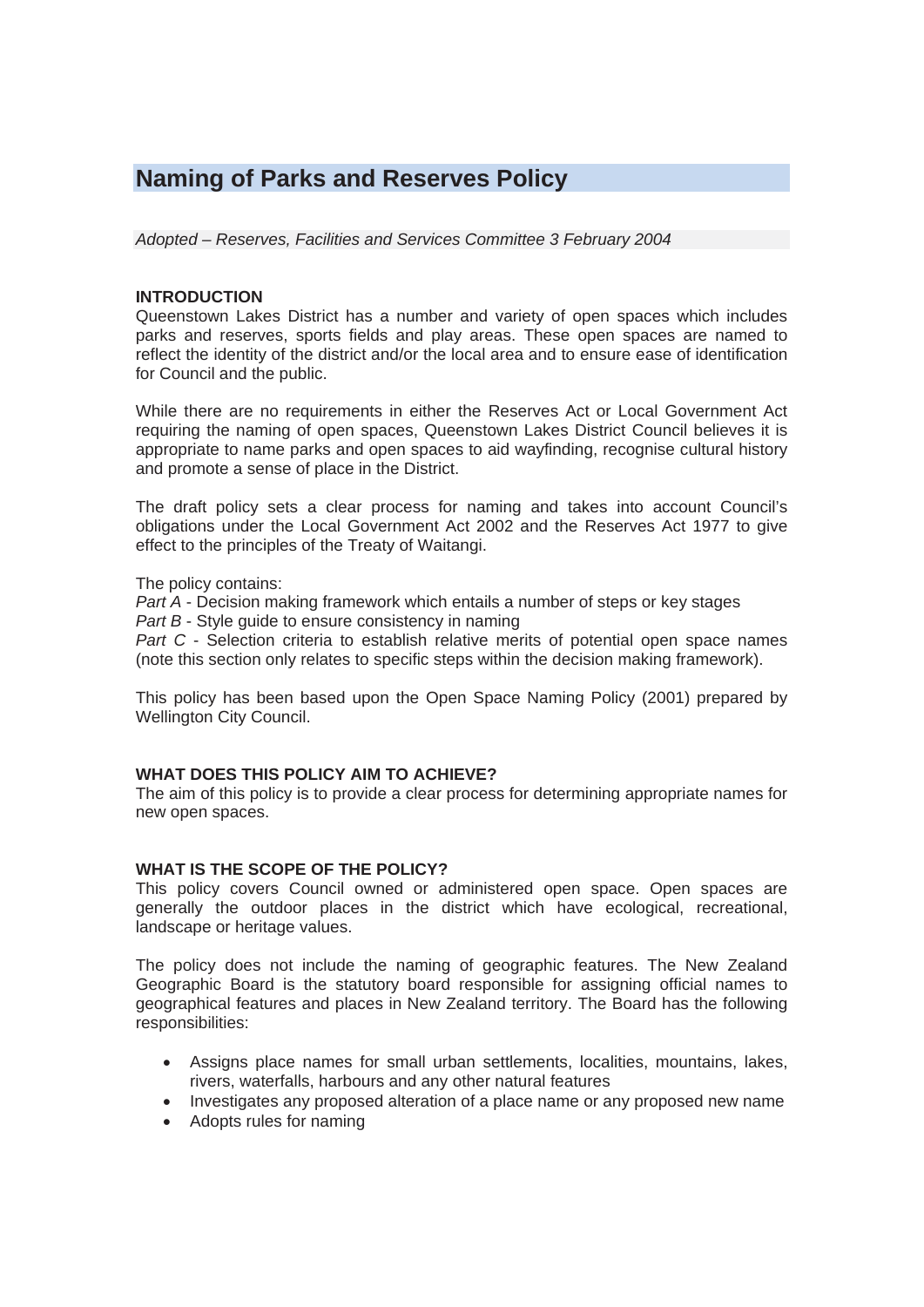# Naming of Parks and Reserves Policy

*Adopted – Reserves, Facilities and Services Committee 3 February 2004*

**INTRODUCTION**

Queenstown Lakes District has a number and variety of open spaces which includes parks and reserves, sports fields and play areas. These open spaces are named to reflect the identity of the district and/or the local area and to ensure ease of identification for Council and the public.

While there are no requirements in either the Reserves Act or Local Government Act requiring the naming of open spaces, Queenstown Lakes District Council believes it is appropriate to name parks and open spaces to aid wayfinding, recognise cultural history and promote a sense of place in the District.

The draft policy sets a clear process for naming and takes into account Council's obligations under the Local Government Act 2002 and the Reserves Act 1977 to give effect to the principles of the Treaty of Waitangi.

The policy contains:
*Part A* - Decision making framework which entails a number of steps or key stages
*Part B* - Style guide to ensure consistency in naming
*Part C* - Selection criteria to establish relative merits of potential open space names (note this section only relates to specific steps within the decision making framework).

This policy has been based upon the Open Space Naming Policy (2001) prepared by Wellington City Council.

**WHAT DOES THIS POLICY AIM TO ACHIEVE?**

The aim of this policy is to provide a clear process for determining appropriate names for new open spaces.

**WHAT IS THE SCOPE OF THE POLICY?**

This policy covers Council owned or administered open space. Open spaces are generally the outdoor places in the district which have ecological, recreational, landscape or heritage values.

The policy does not include the naming of geographic features. The New Zealand Geographic Board is the statutory board responsible for assigning official names to geographical features and places in New Zealand territory. The Board has the following responsibilities:

- Assigns place names for small urban settlements, localities, mountains, lakes, rivers, waterfalls, harbours and any other natural features
- Investigates any proposed alteration of a place name or any proposed new name
- Adopts rules for naming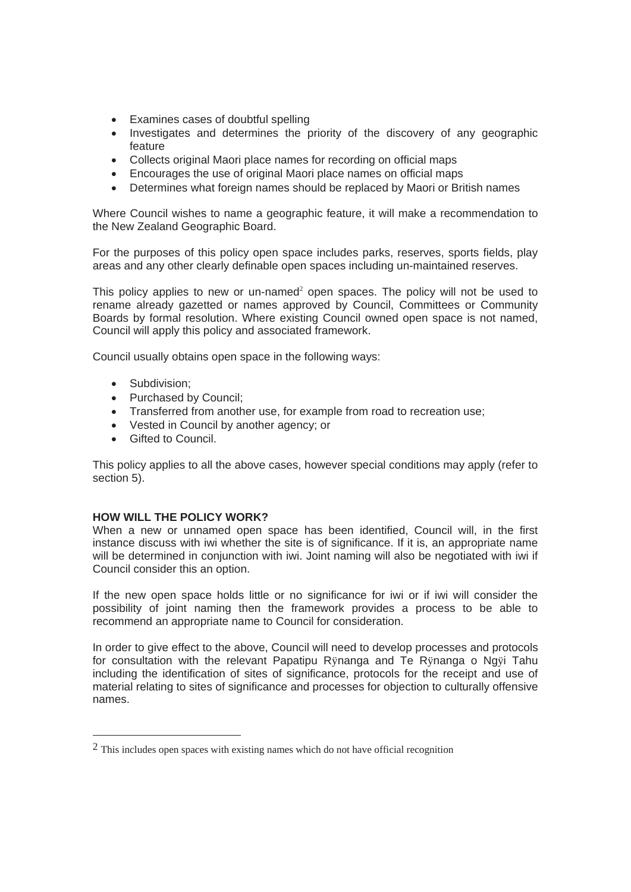- Examines cases of doubtful spelling
- Investigates and determines the priority of the discovery of any geographic feature
- Collects original Maori place names for recording on official maps
- Encourages the use of original Maori place names on official maps
- Determines what foreign names should be replaced by Maori or British names

Where Council wishes to name a geographic feature, it will make a recommendation to the New Zealand Geographic Board.

For the purposes of this policy open space includes parks, reserves, sports fields, play areas and any other clearly definable open spaces including un-maintained reserves.

This policy applies to new or un-named[2] open spaces. The policy will not be used to rename already gazetted or names approved by Council, Committees or Community Boards by formal resolution. Where existing Council owned open space is not named, Council will apply this policy and associated framework.

Council usually obtains open space in the following ways:

- Subdivision;
- Purchased by Council;
- Transferred from another use, for example from road to recreation use;
- Vested in Council by another agency; or
- Gifted to Council.

This policy applies to all the above cases, however special conditions may apply (refer to section 5).

**HOW WILL THE POLICY WORK?**

When a new or unnamed open space has been identified, Council will, in the first instance discuss with iwi whether the site is of significance. If it is, an appropriate name will be determined in conjunction with iwi. Joint naming will also be negotiated with iwi if Council consider this an option.

If the new open space holds little or no significance for iwi or if iwi will consider the possibility of joint naming then the framework provides a process to be able to recommend an appropriate name to Council for consideration.

In order to give effect to the above, Council will need to develop processes and protocols for consultation with the relevant Papatipu Rӱnanga and Te Rӱnanga o Ngӱi Tahu including the identification of sites of significance, protocols for the receipt and use of material relating to sites of significance and processes for objection to culturally offensive names.

---

[2] This includes open spaces with existing names which do not have official recognition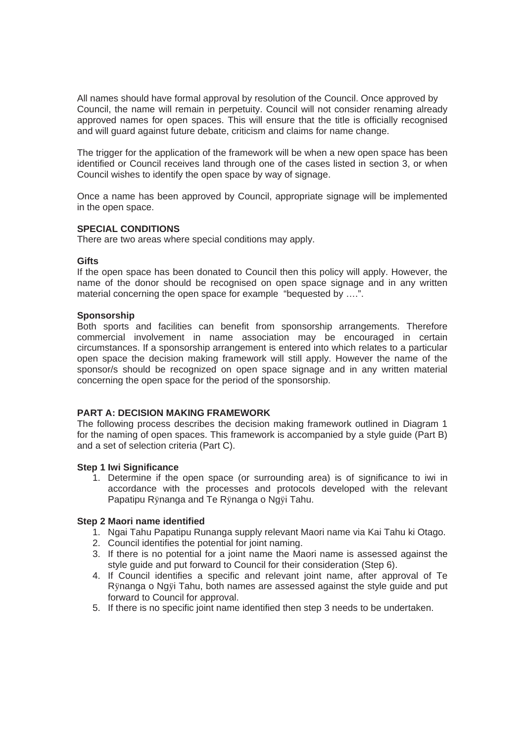All names should have formal approval by resolution of the Council. Once approved by Council, the name will remain in perpetuity. Council will not consider renaming already approved names for open spaces. This will ensure that the title is officially recognised and will guard against future debate, criticism and claims for name change.

The trigger for the application of the framework will be when a new open space has been identified or Council receives land through one of the cases listed in section 3, or when Council wishes to identify the open space by way of signage.

Once a name has been approved by Council, appropriate signage will be implemented in the open space.

**SPECIAL CONDITIONS**

There are two areas where special conditions may apply.

**Gifts**

If the open space has been donated to Council then this policy will apply. However, the name of the donor should be recognised on open space signage and in any written material concerning the open space for example "bequested by ….".

**Sponsorship**

Both sports and facilities can benefit from sponsorship arrangements. Therefore commercial involvement in name association may be encouraged in certain circumstances. If a sponsorship arrangement is entered into which relates to a particular open space the decision making framework will still apply. However the name of the sponsor/s should be recognized on open space signage and in any written material concerning the open space for the period of the sponsorship.

**PART A: DECISION MAKING FRAMEWORK**

The following process describes the decision making framework outlined in Diagram 1 for the naming of open spaces. This framework is accompanied by a style guide (Part B) and a set of selection criteria (Part C).

**Step 1 Iwi Significance**

1. Determine if the open space (or surrounding area) is of significance to iwi in accordance with the processes and protocols developed with the relevant Papatipu Rÿnanga and Te Rÿnanga o Ngÿi Tahu.

**Step 2 Maori name identified**

1. Ngai Tahu Papatipu Runanga supply relevant Maori name via Kai Tahu ki Otago.
2. Council identifies the potential for joint naming.
3. If there is no potential for a joint name the Maori name is assessed against the style guide and put forward to Council for their consideration (Step 6).
4. If Council identifies a specific and relevant joint name, after approval of Te Rÿnanga o Ngÿi Tahu, both names are assessed against the style guide and put forward to Council for approval.
5. If there is no specific joint name identified then step 3 needs to be undertaken.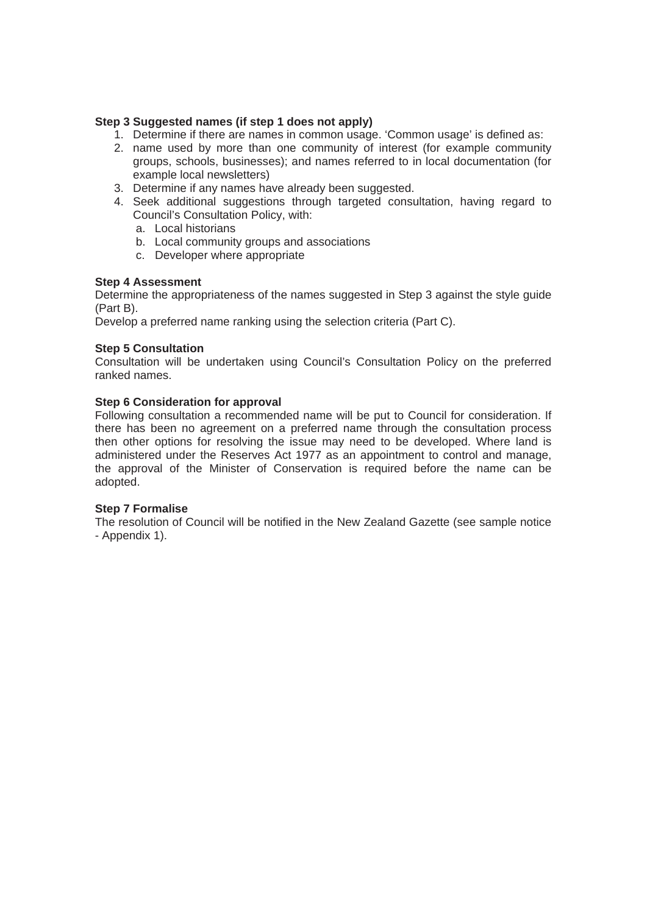**Step 3 Suggested names (if step 1 does not apply)**

1. Determine if there are names in common usage. 'Common usage' is defined as:
2. name used by more than one community of interest (for example community groups, schools, businesses); and names referred to in local documentation (for example local newsletters)
3. Determine if any names have already been suggested.
4. Seek additional suggestions through targeted consultation, having regard to Council's Consultation Policy, with:
   a. Local historians
   b. Local community groups and associations
   c. Developer where appropriate

**Step 4 Assessment**

Determine the appropriateness of the names suggested in Step 3 against the style guide (Part B).

Develop a preferred name ranking using the selection criteria (Part C).

**Step 5 Consultation**

Consultation will be undertaken using Council's Consultation Policy on the preferred ranked names.

**Step 6 Consideration for approval**

Following consultation a recommended name will be put to Council for consideration. If there has been no agreement on a preferred name through the consultation process then other options for resolving the issue may need to be developed. Where land is administered under the Reserves Act 1977 as an appointment to control and manage, the approval of the Minister of Conservation is required before the name can be adopted.

**Step 7 Formalise**

The resolution of Council will be notified in the New Zealand Gazette (see sample notice - Appendix 1).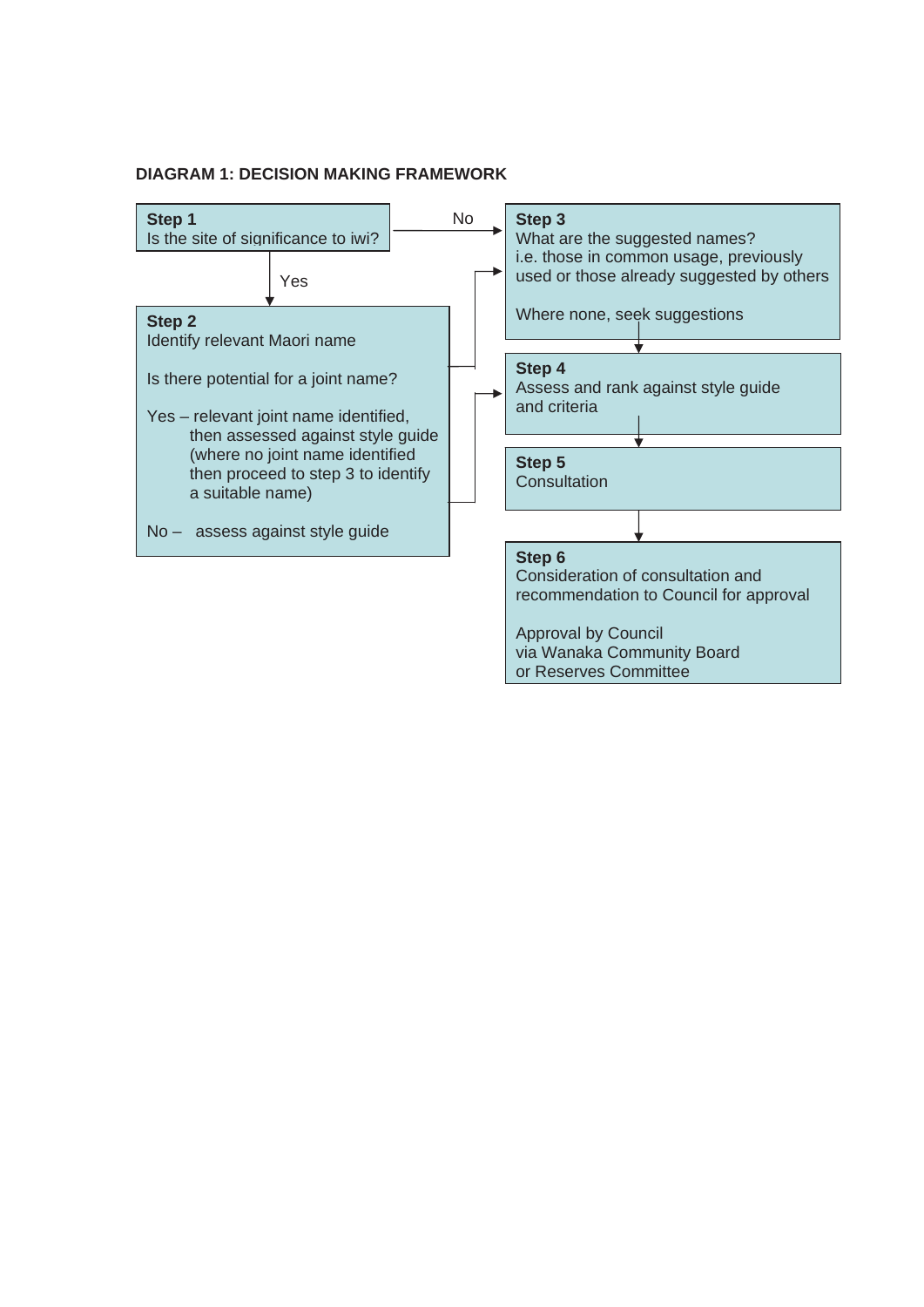**DIAGRAM 1: DECISION MAKING FRAMEWORK**

**Step 1**
Is the site of significance to iwi?

- Yes → Step 2
- No → Step 3

**Step 2**
Identify relevant Maori name

Is there potential for a joint name?

Yes – relevant joint name identified, then assessed against style guide (where no joint name identified then proceed to step 3 to identify a suitable name)

No – assess against style guide

**Step 3**
What are the suggested names?
i.e. those in common usage, previously used or those already suggested by others

Where none, seek suggestions

**Step 4**
Assess and rank against style guide and criteria

**Step 5**
Consultation

**Step 6**
Consideration of consultation and recommendation to Council for approval

Approval by Council
via Wanaka Community Board
or Reserves Committee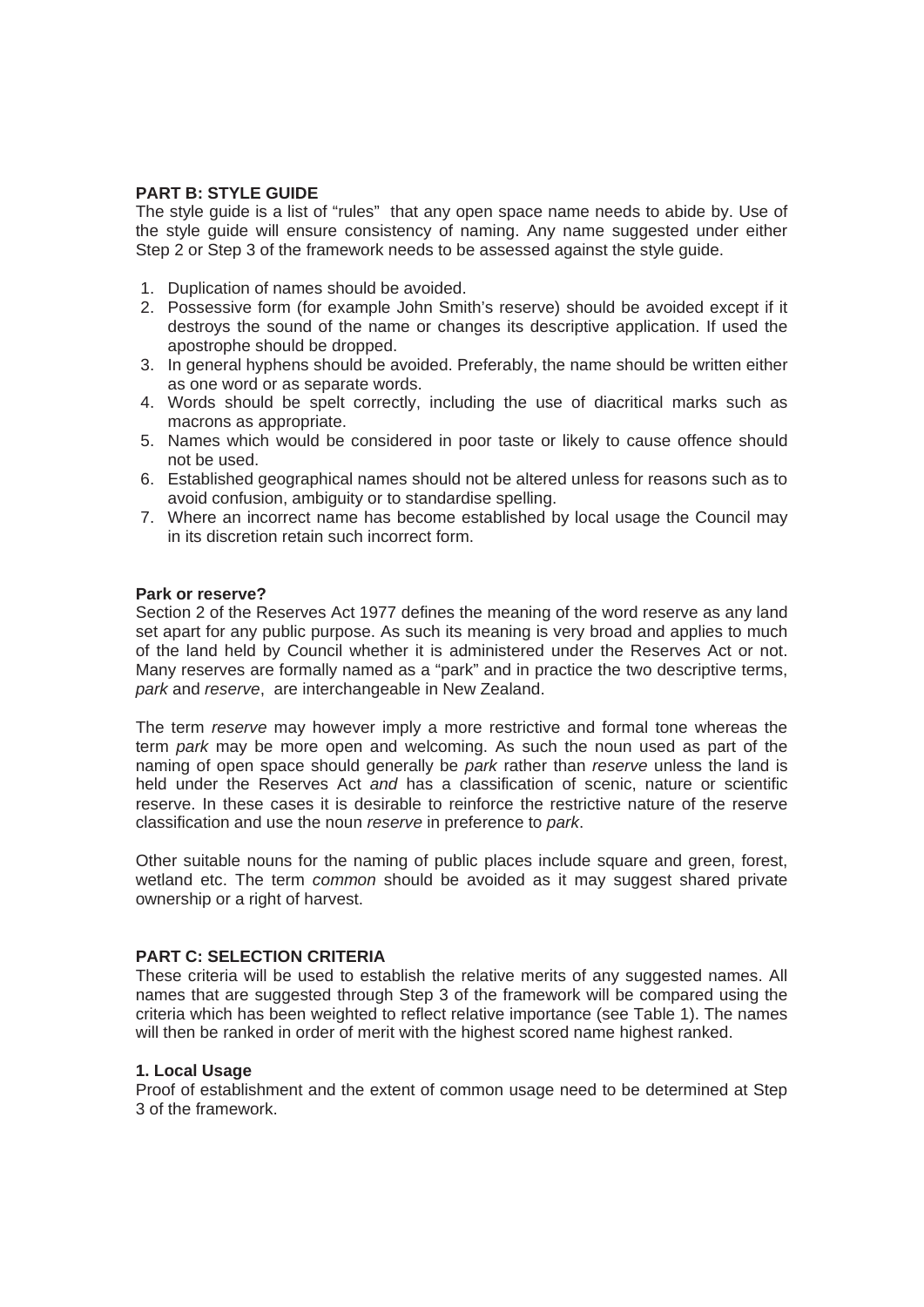**PART B: STYLE GUIDE**

The style guide is a list of "rules" that any open space name needs to abide by. Use of the style guide will ensure consistency of naming. Any name suggested under either Step 2 or Step 3 of the framework needs to be assessed against the style guide.

1. Duplication of names should be avoided.
2. Possessive form (for example John Smith's reserve) should be avoided except if it destroys the sound of the name or changes its descriptive application. If used the apostrophe should be dropped.
3. In general hyphens should be avoided. Preferably, the name should be written either as one word or as separate words.
4. Words should be spelt correctly, including the use of diacritical marks such as macrons as appropriate.
5. Names which would be considered in poor taste or likely to cause offence should not be used.
6. Established geographical names should not be altered unless for reasons such as to avoid confusion, ambiguity or to standardise spelling.
7. Where an incorrect name has become established by local usage the Council may in its discretion retain such incorrect form.

**Park or reserve?**

Section 2 of the Reserves Act 1977 defines the meaning of the word reserve as any land set apart for any public purpose. As such its meaning is very broad and applies to much of the land held by Council whether it is administered under the Reserves Act or not. Many reserves are formally named as a "park" and in practice the two descriptive terms, *park* and *reserve*, are interchangeable in New Zealand.

The term *reserve* may however imply a more restrictive and formal tone whereas the term *park* may be more open and welcoming. As such the noun used as part of the naming of open space should generally be *park* rather than *reserve* unless the land is held under the Reserves Act *and* has a classification of scenic, nature or scientific reserve. In these cases it is desirable to reinforce the restrictive nature of the reserve classification and use the noun *reserve* in preference to *park*.

Other suitable nouns for the naming of public places include square and green, forest, wetland etc. The term *common* should be avoided as it may suggest shared private ownership or a right of harvest.

**PART C: SELECTION CRITERIA**

These criteria will be used to establish the relative merits of any suggested names. All names that are suggested through Step 3 of the framework will be compared using the criteria which has been weighted to reflect relative importance (see Table 1). The names will then be ranked in order of merit with the highest scored name highest ranked.

**1. Local Usage**

Proof of establishment and the extent of common usage need to be determined at Step 3 of the framework.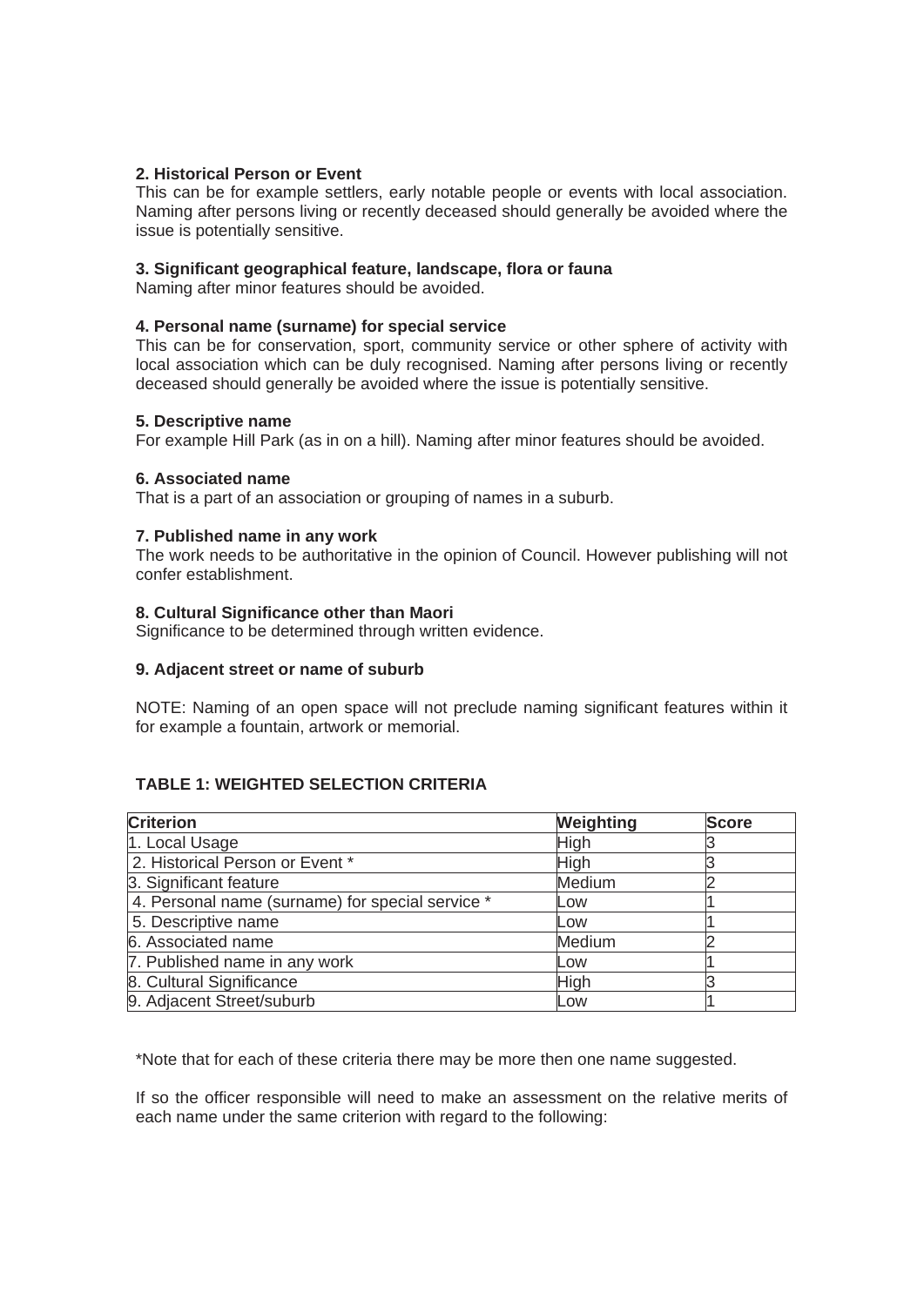**2. Historical Person or Event**
This can be for example settlers, early notable people or events with local association. Naming after persons living or recently deceased should generally be avoided where the issue is potentially sensitive.

**3. Significant geographical feature, landscape, flora or fauna**
Naming after minor features should be avoided.

**4. Personal name (surname) for special service**
This can be for conservation, sport, community service or other sphere of activity with local association which can be duly recognised. Naming after persons living or recently deceased should generally be avoided where the issue is potentially sensitive.

**5. Descriptive name**
For example Hill Park (as in on a hill). Naming after minor features should be avoided.

**6. Associated name**
That is a part of an association or grouping of names in a suburb.

**7. Published name in any work**
The work needs to be authoritative in the opinion of Council. However publishing will not confer establishment.

**8. Cultural Significance other than Maori**
Significance to be determined through written evidence.

**9. Adjacent street or name of suburb**

NOTE: Naming of an open space will not preclude naming significant features within it for example a fountain, artwork or memorial.

**TABLE 1: WEIGHTED SELECTION CRITERIA**

| Criterion | Weighting | Score |
|---|---|---|
| 1. Local Usage | High | 3 |
| 2. Historical Person or Event * | High | 3 |
| 3. Significant feature | Medium | 2 |
| 4. Personal name (surname) for special service * | Low | 1 |
| 5. Descriptive name | Low | 1 |
| 6. Associated name | Medium | 2 |
| 7. Published name in any work | Low | 1 |
| 8. Cultural Significance | High | 3 |
| 9. Adjacent Street/suburb | Low | 1 |

*Note that for each of these criteria there may be more then one name suggested.

If so the officer responsible will need to make an assessment on the relative merits of each name under the same criterion with regard to the following: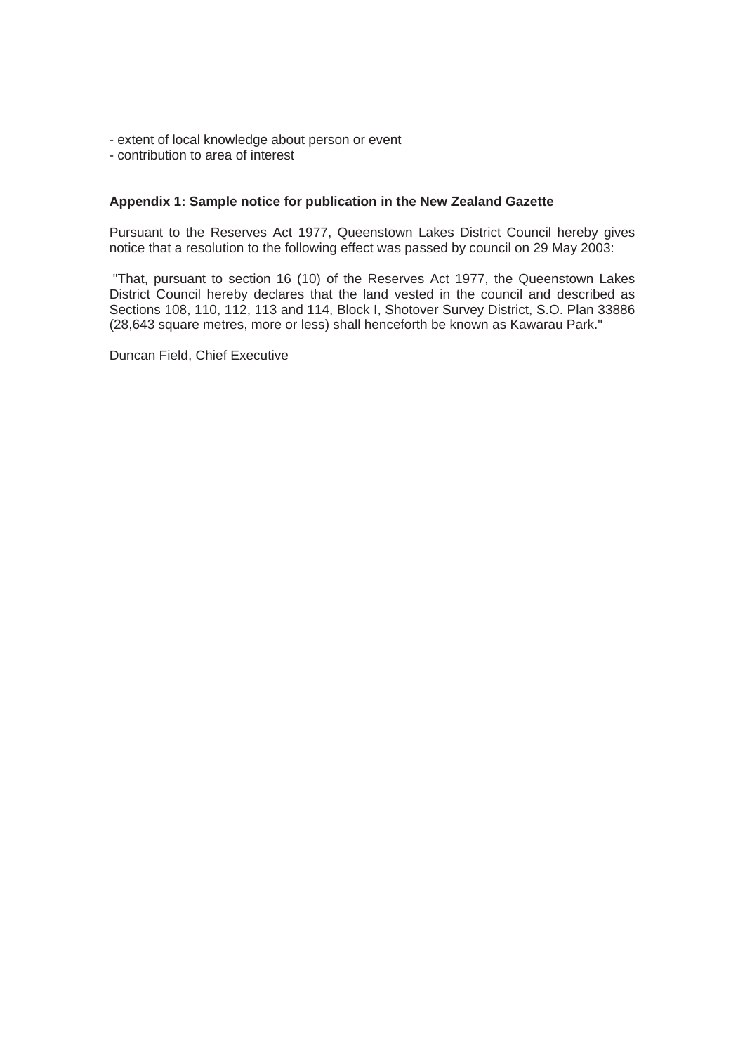- extent of local knowledge about person or event
- contribution to area of interest

**Appendix 1: Sample notice for publication in the New Zealand Gazette**

Pursuant to the Reserves Act 1977, Queenstown Lakes District Council hereby gives notice that a resolution to the following effect was passed by council on 29 May 2003:

"That, pursuant to section 16 (10) of the Reserves Act 1977, the Queenstown Lakes District Council hereby declares that the land vested in the council and described as Sections 108, 110, 112, 113 and 114, Block I, Shotover Survey District, S.O. Plan 33886 (28,643 square metres, more or less) shall henceforth be known as Kawarau Park."

Duncan Field, Chief Executive